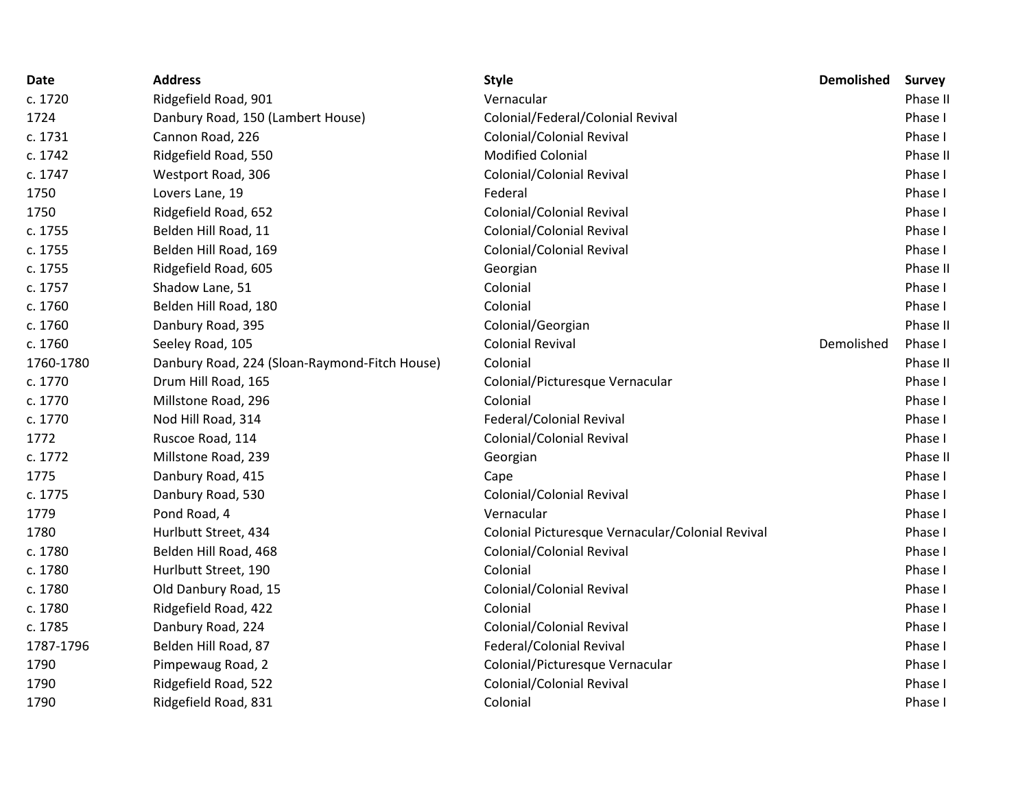| Date | Address | Style | Demolished | Survey |
|---|---|---|---|---|
| c. 1720 | Ridgefield Road, 901 | Vernacular | | Phase II |
| 1724 | Danbury Road, 150 (Lambert House) | Colonial/Federal/Colonial Revival | | Phase I |
| c. 1731 | Cannon Road, 226 | Colonial/Colonial Revival | | Phase I |
| c. 1742 | Ridgefield Road, 550 | Modified Colonial | | Phase II |
| c. 1747 | Westport Road, 306 | Colonial/Colonial Revival | | Phase I |
| 1750 | Lovers Lane, 19 | Federal | | Phase I |
| 1750 | Ridgefield Road, 652 | Colonial/Colonial Revival | | Phase I |
| c. 1755 | Belden Hill Road, 11 | Colonial/Colonial Revival | | Phase I |
| c. 1755 | Belden Hill Road, 169 | Colonial/Colonial Revival | | Phase I |
| c. 1755 | Ridgefield Road, 605 | Georgian | | Phase II |
| c. 1757 | Shadow Lane, 51 | Colonial | | Phase I |
| c. 1760 | Belden Hill Road, 180 | Colonial | | Phase I |
| c. 1760 | Danbury Road, 395 | Colonial/Georgian | | Phase II |
| c. 1760 | Seeley Road, 105 | Colonial Revival | Demolished | Phase I |
| 1760-1780 | Danbury Road, 224 (Sloan-Raymond-Fitch House) | Colonial | | Phase II |
| c. 1770 | Drum Hill Road, 165 | Colonial/Picturesque Vernacular | | Phase I |
| c. 1770 | Millstone Road, 296 | Colonial | | Phase I |
| c. 1770 | Nod Hill Road, 314 | Federal/Colonial Revival | | Phase I |
| 1772 | Ruscoe Road, 114 | Colonial/Colonial Revival | | Phase I |
| c. 1772 | Millstone Road, 239 | Georgian | | Phase II |
| 1775 | Danbury Road, 415 | Cape | | Phase I |
| c. 1775 | Danbury Road, 530 | Colonial/Colonial Revival | | Phase I |
| 1779 | Pond Road, 4 | Vernacular | | Phase I |
| 1780 | Hurlbutt Street, 434 | Colonial Picturesque Vernacular/Colonial Revival | | Phase I |
| c. 1780 | Belden Hill Road, 468 | Colonial/Colonial Revival | | Phase I |
| c. 1780 | Hurlbutt Street, 190 | Colonial | | Phase I |
| c. 1780 | Old Danbury Road, 15 | Colonial/Colonial Revival | | Phase I |
| c. 1780 | Ridgefield Road, 422 | Colonial | | Phase I |
| c. 1785 | Danbury Road, 224 | Colonial/Colonial Revival | | Phase I |
| 1787-1796 | Belden Hill Road, 87 | Federal/Colonial Revival | | Phase I |
| 1790 | Pimpewaug Road, 2 | Colonial/Picturesque Vernacular | | Phase I |
| 1790 | Ridgefield Road, 522 | Colonial/Colonial Revival | | Phase I |
| 1790 | Ridgefield Road, 831 | Colonial | | Phase I |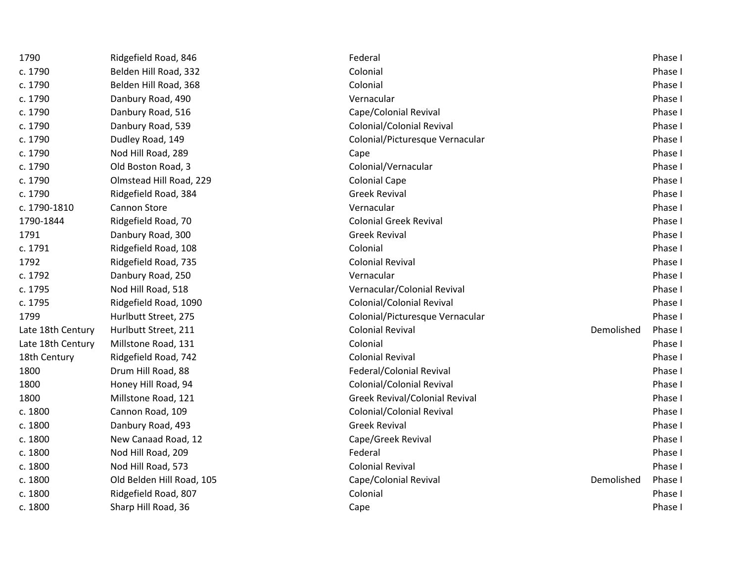| | | | | |
|---|---|---|---|---|
| 1790 | Ridgefield Road, 846 | Federal | | Phase I |
| c. 1790 | Belden Hill Road, 332 | Colonial | | Phase I |
| c. 1790 | Belden Hill Road, 368 | Colonial | | Phase I |
| c. 1790 | Danbury Road, 490 | Vernacular | | Phase I |
| c. 1790 | Danbury Road, 516 | Cape/Colonial Revival | | Phase I |
| c. 1790 | Danbury Road, 539 | Colonial/Colonial Revival | | Phase I |
| c. 1790 | Dudley Road, 149 | Colonial/Picturesque Vernacular | | Phase I |
| c. 1790 | Nod Hill Road, 289 | Cape | | Phase I |
| c. 1790 | Old Boston Road, 3 | Colonial/Vernacular | | Phase I |
| c. 1790 | Olmstead Hill Road, 229 | Colonial Cape | | Phase I |
| c. 1790 | Ridgefield Road, 384 | Greek Revival | | Phase I |
| c. 1790-1810 | Cannon Store | Vernacular | | Phase I |
| 1790-1844 | Ridgefield Road, 70 | Colonial Greek Revival | | Phase I |
| 1791 | Danbury Road, 300 | Greek Revival | | Phase I |
| c. 1791 | Ridgefield Road, 108 | Colonial | | Phase I |
| 1792 | Ridgefield Road, 735 | Colonial Revival | | Phase I |
| c. 1792 | Danbury Road, 250 | Vernacular | | Phase I |
| c. 1795 | Nod Hill Road, 518 | Vernacular/Colonial Revival | | Phase I |
| c. 1795 | Ridgefield Road, 1090 | Colonial/Colonial Revival | | Phase I |
| 1799 | Hurlbutt Street, 275 | Colonial/Picturesque Vernacular | | Phase I |
| Late 18th Century | Hurlbutt Street, 211 | Colonial Revival | Demolished | Phase I |
| Late 18th Century | Millstone Road, 131 | Colonial | | Phase I |
| 18th Century | Ridgefield Road, 742 | Colonial Revival | | Phase I |
| 1800 | Drum Hill Road, 88 | Federal/Colonial Revival | | Phase I |
| 1800 | Honey Hill Road, 94 | Colonial/Colonial Revival | | Phase I |
| 1800 | Millstone Road, 121 | Greek Revival/Colonial Revival | | Phase I |
| c. 1800 | Cannon Road, 109 | Colonial/Colonial Revival | | Phase I |
| c. 1800 | Danbury Road, 493 | Greek Revival | | Phase I |
| c. 1800 | New Canaad Road, 12 | Cape/Greek Revival | | Phase I |
| c. 1800 | Nod Hill Road, 209 | Federal | | Phase I |
| c. 1800 | Nod Hill Road, 573 | Colonial Revival | | Phase I |
| c. 1800 | Old Belden Hill Road, 105 | Cape/Colonial Revival | Demolished | Phase I |
| c. 1800 | Ridgefield Road, 807 | Colonial | | Phase I |
| c. 1800 | Sharp Hill Road, 36 | Cape | | Phase I |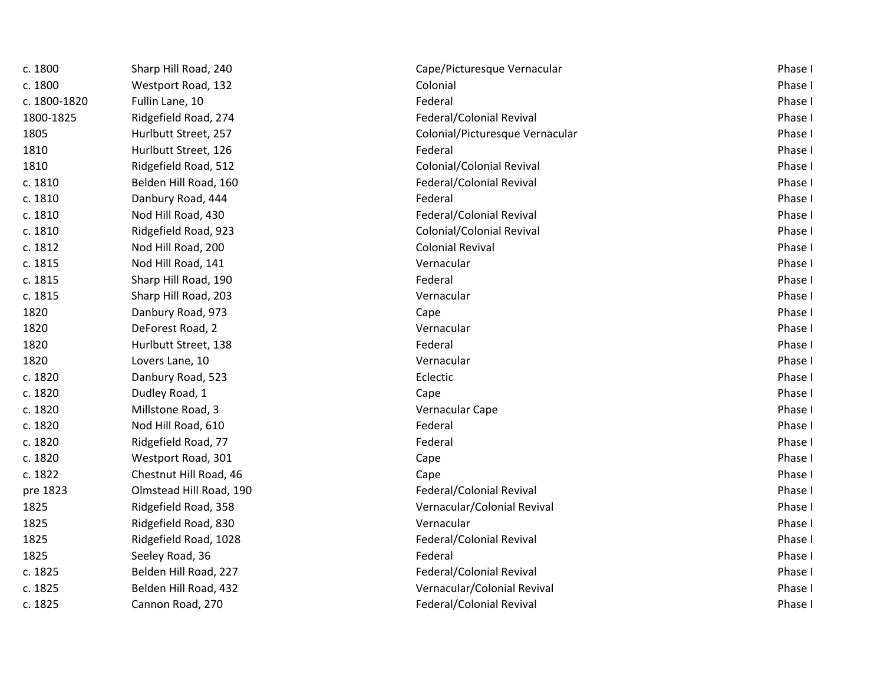| | | | |
|---|---|---|---|
| c. 1800 | Sharp Hill Road, 240 | Cape/Picturesque Vernacular | Phase I |
| c. 1800 | Westport Road, 132 | Colonial | Phase I |
| c. 1800-1820 | Fullin Lane, 10 | Federal | Phase I |
| 1800-1825 | Ridgefield Road, 274 | Federal/Colonial Revival | Phase I |
| 1805 | Hurlbutt Street, 257 | Colonial/Picturesque Vernacular | Phase I |
| 1810 | Hurlbutt Street, 126 | Federal | Phase I |
| 1810 | Ridgefield Road, 512 | Colonial/Colonial Revival | Phase I |
| c. 1810 | Belden Hill Road, 160 | Federal/Colonial Revival | Phase I |
| c. 1810 | Danbury Road, 444 | Federal | Phase I |
| c. 1810 | Nod Hill Road, 430 | Federal/Colonial Revival | Phase I |
| c. 1810 | Ridgefield Road, 923 | Colonial/Colonial Revival | Phase I |
| c. 1812 | Nod Hill Road, 200 | Colonial Revival | Phase I |
| c. 1815 | Nod Hill Road, 141 | Vernacular | Phase I |
| c. 1815 | Sharp Hill Road, 190 | Federal | Phase I |
| c. 1815 | Sharp Hill Road, 203 | Vernacular | Phase I |
| 1820 | Danbury Road, 973 | Cape | Phase I |
| 1820 | DeForest Road, 2 | Vernacular | Phase I |
| 1820 | Hurlbutt Street, 138 | Federal | Phase I |
| 1820 | Lovers Lane, 10 | Vernacular | Phase I |
| c. 1820 | Danbury Road, 523 | Eclectic | Phase I |
| c. 1820 | Dudley Road, 1 | Cape | Phase I |
| c. 1820 | Millstone Road, 3 | Vernacular Cape | Phase I |
| c. 1820 | Nod Hill Road, 610 | Federal | Phase I |
| c. 1820 | Ridgefield Road, 77 | Federal | Phase I |
| c. 1820 | Westport Road, 301 | Cape | Phase I |
| c. 1822 | Chestnut Hill Road, 46 | Cape | Phase I |
| pre 1823 | Olmstead Hill Road, 190 | Federal/Colonial Revival | Phase I |
| 1825 | Ridgefield Road, 358 | Vernacular/Colonial Revival | Phase I |
| 1825 | Ridgefield Road, 830 | Vernacular | Phase I |
| 1825 | Ridgefield Road, 1028 | Federal/Colonial Revival | Phase I |
| 1825 | Seeley Road, 36 | Federal | Phase I |
| c. 1825 | Belden Hill Road, 227 | Federal/Colonial Revival | Phase I |
| c. 1825 | Belden Hill Road, 432 | Vernacular/Colonial Revival | Phase I |
| c. 1825 | Cannon Road, 270 | Federal/Colonial Revival | Phase I |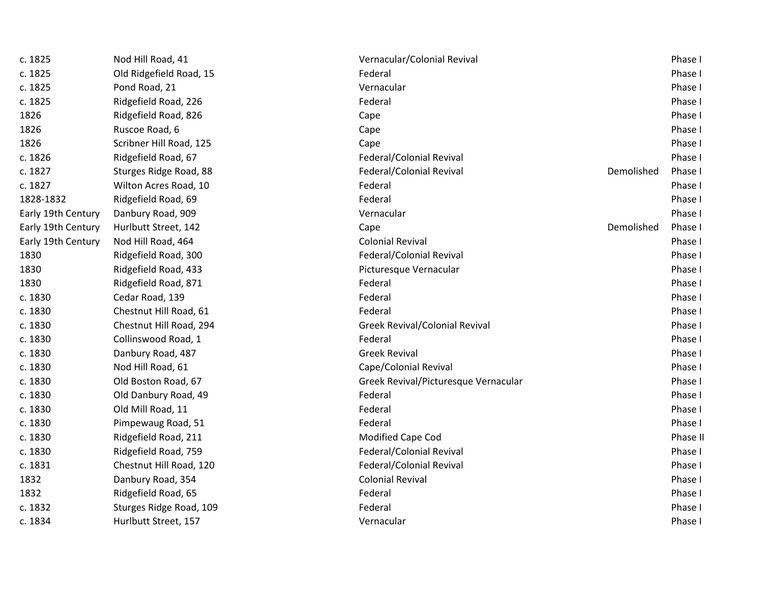| | | | | |
|---|---|---|---|---|
| c. 1825 | Nod Hill Road, 41 | Vernacular/Colonial Revival | | Phase I |
| c. 1825 | Old Ridgefield Road, 15 | Federal | | Phase I |
| c. 1825 | Pond Road, 21 | Vernacular | | Phase I |
| c. 1825 | Ridgefield Road, 226 | Federal | | Phase I |
| 1826 | Ridgefield Road, 826 | Cape | | Phase I |
| 1826 | Ruscoe Road, 6 | Cape | | Phase I |
| 1826 | Scribner Hill Road, 125 | Cape | | Phase I |
| c. 1826 | Ridgefield Road, 67 | Federal/Colonial Revival | | Phase I |
| c. 1827 | Sturges Ridge Road, 88 | Federal/Colonial Revival | Demolished | Phase I |
| c. 1827 | Wilton Acres Road, 10 | Federal | | Phase I |
| 1828-1832 | Ridgefield Road, 69 | Federal | | Phase I |
| Early 19th Century | Danbury Road, 909 | Vernacular | | Phase I |
| Early 19th Century | Hurlbutt Street, 142 | Cape | Demolished | Phase I |
| Early 19th Century | Nod Hill Road, 464 | Colonial Revival | | Phase I |
| 1830 | Ridgefield Road, 300 | Federal/Colonial Revival | | Phase I |
| 1830 | Ridgefield Road, 433 | Picturesque Vernacular | | Phase I |
| 1830 | Ridgefield Road, 871 | Federal | | Phase I |
| c. 1830 | Cedar Road, 139 | Federal | | Phase I |
| c. 1830 | Chestnut Hill Road, 61 | Federal | | Phase I |
| c. 1830 | Chestnut Hill Road, 294 | Greek Revival/Colonial Revival | | Phase I |
| c. 1830 | Collinswood Road, 1 | Federal | | Phase I |
| c. 1830 | Danbury Road, 487 | Greek Revival | | Phase I |
| c. 1830 | Nod Hill Road, 61 | Cape/Colonial Revival | | Phase I |
| c. 1830 | Old Boston Road, 67 | Greek Revival/Picturesque Vernacular | | Phase I |
| c. 1830 | Old Danbury Road, 49 | Federal | | Phase I |
| c. 1830 | Old Mill Road, 11 | Federal | | Phase I |
| c. 1830 | Pimpewaug Road, 51 | Federal | | Phase I |
| c. 1830 | Ridgefield Road, 211 | Modified Cape Cod | | Phase II |
| c. 1830 | Ridgefield Road, 759 | Federal/Colonial Revival | | Phase I |
| c. 1831 | Chestnut Hill Road, 120 | Federal/Colonial Revival | | Phase I |
| 1832 | Danbury Road, 354 | Colonial Revival | | Phase I |
| 1832 | Ridgefield Road, 65 | Federal | | Phase I |
| c. 1832 | Sturges Ridge Road, 109 | Federal | | Phase I |
| c. 1834 | Hurlbutt Street, 157 | Vernacular | | Phase I |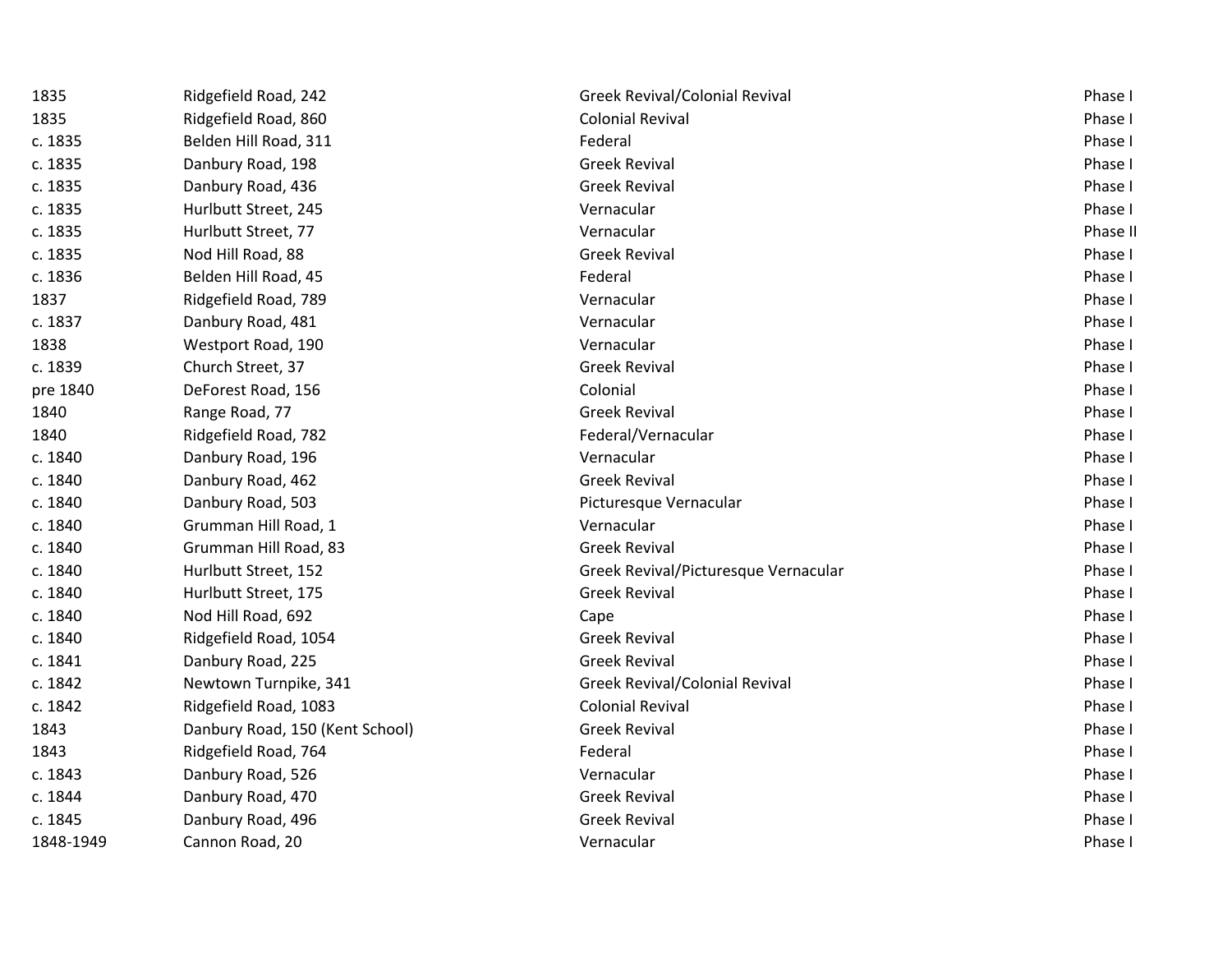| | | | |
|---|---|---|---|
| 1835 | Ridgefield Road, 242 | Greek Revival/Colonial Revival | Phase I |
| 1835 | Ridgefield Road, 860 | Colonial Revival | Phase I |
| c. 1835 | Belden Hill Road, 311 | Federal | Phase I |
| c. 1835 | Danbury Road, 198 | Greek Revival | Phase I |
| c. 1835 | Danbury Road, 436 | Greek Revival | Phase I |
| c. 1835 | Hurlbutt Street, 245 | Vernacular | Phase I |
| c. 1835 | Hurlbutt Street, 77 | Vernacular | Phase II |
| c. 1835 | Nod Hill Road, 88 | Greek Revival | Phase I |
| c. 1836 | Belden Hill Road, 45 | Federal | Phase I |
| 1837 | Ridgefield Road, 789 | Vernacular | Phase I |
| c. 1837 | Danbury Road, 481 | Vernacular | Phase I |
| 1838 | Westport Road, 190 | Vernacular | Phase I |
| c. 1839 | Church Street, 37 | Greek Revival | Phase I |
| pre 1840 | DeForest Road, 156 | Colonial | Phase I |
| 1840 | Range Road, 77 | Greek Revival | Phase I |
| 1840 | Ridgefield Road, 782 | Federal/Vernacular | Phase I |
| c. 1840 | Danbury Road, 196 | Vernacular | Phase I |
| c. 1840 | Danbury Road, 462 | Greek Revival | Phase I |
| c. 1840 | Danbury Road, 503 | Picturesque Vernacular | Phase I |
| c. 1840 | Grumman Hill Road, 1 | Vernacular | Phase I |
| c. 1840 | Grumman Hill Road, 83 | Greek Revival | Phase I |
| c. 1840 | Hurlbutt Street, 152 | Greek Revival/Picturesque Vernacular | Phase I |
| c. 1840 | Hurlbutt Street, 175 | Greek Revival | Phase I |
| c. 1840 | Nod Hill Road, 692 | Cape | Phase I |
| c. 1840 | Ridgefield Road, 1054 | Greek Revival | Phase I |
| c. 1841 | Danbury Road, 225 | Greek Revival | Phase I |
| c. 1842 | Newtown Turnpike, 341 | Greek Revival/Colonial Revival | Phase I |
| c. 1842 | Ridgefield Road, 1083 | Colonial Revival | Phase I |
| 1843 | Danbury Road, 150 (Kent School) | Greek Revival | Phase I |
| 1843 | Ridgefield Road, 764 | Federal | Phase I |
| c. 1843 | Danbury Road, 526 | Vernacular | Phase I |
| c. 1844 | Danbury Road, 470 | Greek Revival | Phase I |
| c. 1845 | Danbury Road, 496 | Greek Revival | Phase I |
| 1848-1949 | Cannon Road, 20 | Vernacular | Phase I |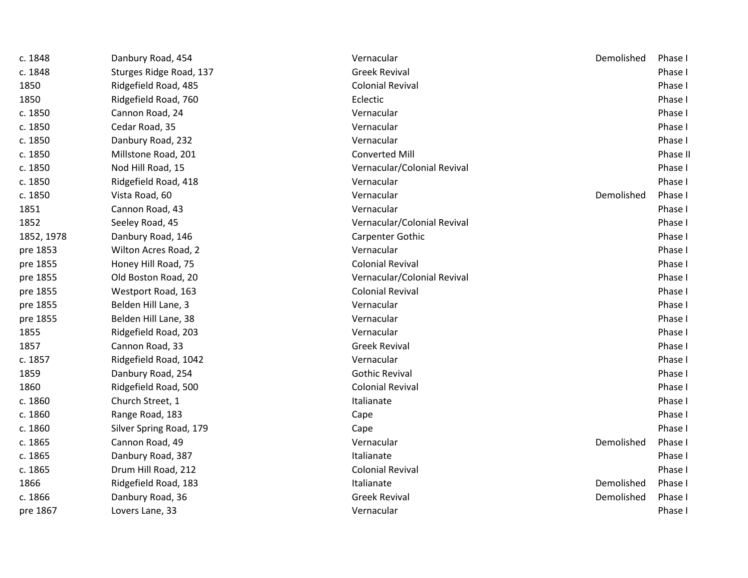| | | | | |
|---|---|---|---|---|
| c. 1848 | Danbury Road, 454 | Vernacular | Demolished | Phase I |
| c. 1848 | Sturges Ridge Road, 137 | Greek Revival | | Phase I |
| 1850 | Ridgefield Road, 485 | Colonial Revival | | Phase I |
| 1850 | Ridgefield Road, 760 | Eclectic | | Phase I |
| c. 1850 | Cannon Road, 24 | Vernacular | | Phase I |
| c. 1850 | Cedar Road, 35 | Vernacular | | Phase I |
| c. 1850 | Danbury Road, 232 | Vernacular | | Phase I |
| c. 1850 | Millstone Road, 201 | Converted Mill | | Phase II |
| c. 1850 | Nod Hill Road, 15 | Vernacular/Colonial Revival | | Phase I |
| c. 1850 | Ridgefield Road, 418 | Vernacular | | Phase I |
| c. 1850 | Vista Road, 60 | Vernacular | Demolished | Phase I |
| 1851 | Cannon Road, 43 | Vernacular | | Phase I |
| 1852 | Seeley Road, 45 | Vernacular/Colonial Revival | | Phase I |
| 1852, 1978 | Danbury Road, 146 | Carpenter Gothic | | Phase I |
| pre 1853 | Wilton Acres Road, 2 | Vernacular | | Phase I |
| pre 1855 | Honey Hill Road, 75 | Colonial Revival | | Phase I |
| pre 1855 | Old Boston Road, 20 | Vernacular/Colonial Revival | | Phase I |
| pre 1855 | Westport Road, 163 | Colonial Revival | | Phase I |
| pre 1855 | Belden Hill Lane, 3 | Vernacular | | Phase I |
| pre 1855 | Belden Hill Lane, 38 | Vernacular | | Phase I |
| 1855 | Ridgefield Road, 203 | Vernacular | | Phase I |
| 1857 | Cannon Road, 33 | Greek Revival | | Phase I |
| c. 1857 | Ridgefield Road, 1042 | Vernacular | | Phase I |
| 1859 | Danbury Road, 254 | Gothic Revival | | Phase I |
| 1860 | Ridgefield Road, 500 | Colonial Revival | | Phase I |
| c. 1860 | Church Street, 1 | Italianate | | Phase I |
| c. 1860 | Range Road, 183 | Cape | | Phase I |
| c. 1860 | Silver Spring Road, 179 | Cape | | Phase I |
| c. 1865 | Cannon Road, 49 | Vernacular | Demolished | Phase I |
| c. 1865 | Danbury Road, 387 | Italianate | | Phase I |
| c. 1865 | Drum Hill Road, 212 | Colonial Revival | | Phase I |
| 1866 | Ridgefield Road, 183 | Italianate | Demolished | Phase I |
| c. 1866 | Danbury Road, 36 | Greek Revival | Demolished | Phase I |
| pre 1867 | Lovers Lane, 33 | Vernacular | | Phase I |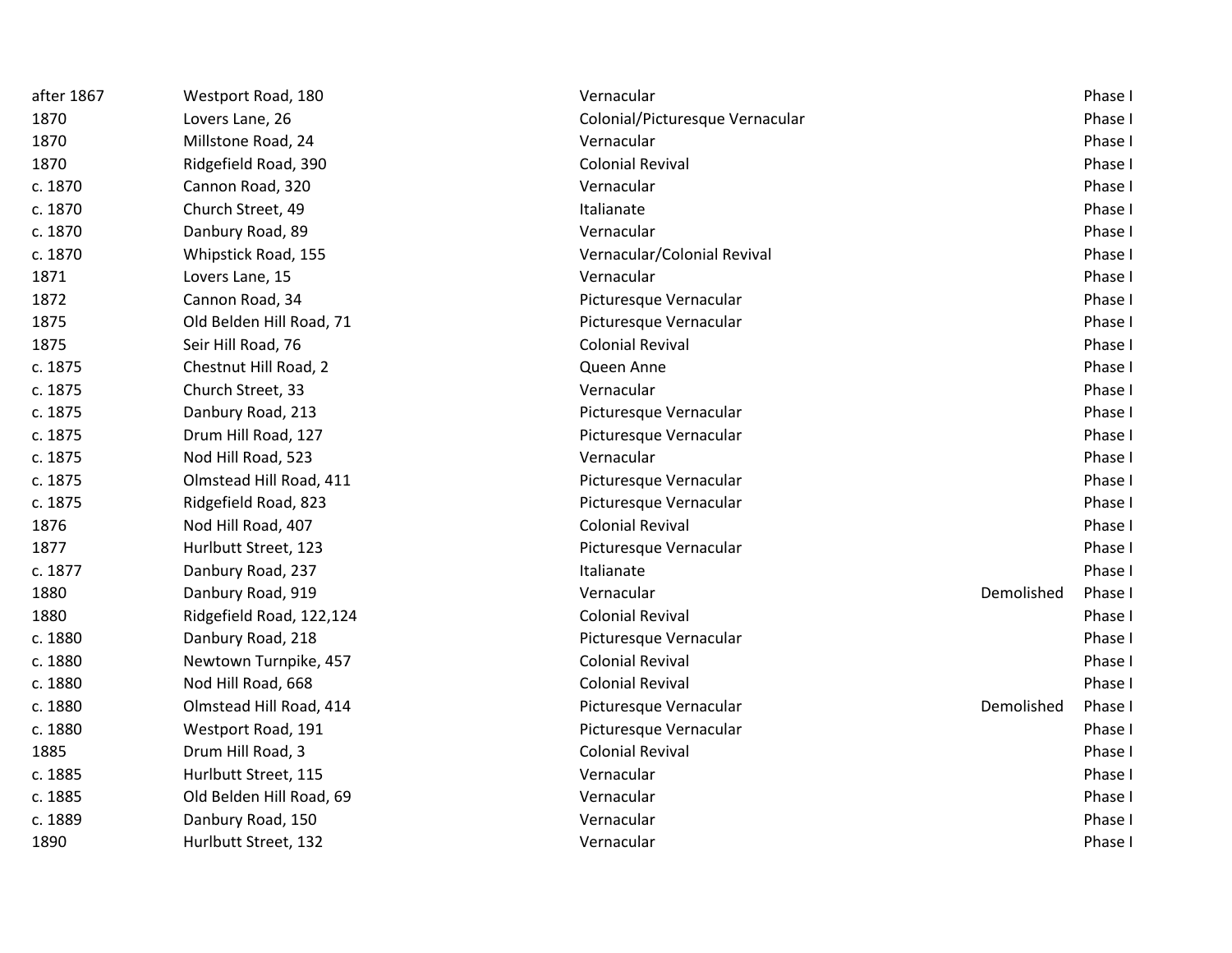| | | | | |
|---|---|---|---|---|
| after 1867 | Westport Road, 180 | Vernacular | | Phase I |
| 1870 | Lovers Lane, 26 | Colonial/Picturesque Vernacular | | Phase I |
| 1870 | Millstone Road, 24 | Vernacular | | Phase I |
| 1870 | Ridgefield Road, 390 | Colonial Revival | | Phase I |
| c. 1870 | Cannon Road, 320 | Vernacular | | Phase I |
| c. 1870 | Church Street, 49 | Italianate | | Phase I |
| c. 1870 | Danbury Road, 89 | Vernacular | | Phase I |
| c. 1870 | Whipstick Road, 155 | Vernacular/Colonial Revival | | Phase I |
| 1871 | Lovers Lane, 15 | Vernacular | | Phase I |
| 1872 | Cannon Road, 34 | Picturesque Vernacular | | Phase I |
| 1875 | Old Belden Hill Road, 71 | Picturesque Vernacular | | Phase I |
| 1875 | Seir Hill Road, 76 | Colonial Revival | | Phase I |
| c. 1875 | Chestnut Hill Road, 2 | Queen Anne | | Phase I |
| c. 1875 | Church Street, 33 | Vernacular | | Phase I |
| c. 1875 | Danbury Road, 213 | Picturesque Vernacular | | Phase I |
| c. 1875 | Drum Hill Road, 127 | Picturesque Vernacular | | Phase I |
| c. 1875 | Nod Hill Road, 523 | Vernacular | | Phase I |
| c. 1875 | Olmstead Hill Road, 411 | Picturesque Vernacular | | Phase I |
| c. 1875 | Ridgefield Road, 823 | Picturesque Vernacular | | Phase I |
| 1876 | Nod Hill Road, 407 | Colonial Revival | | Phase I |
| 1877 | Hurlbutt Street, 123 | Picturesque Vernacular | | Phase I |
| c. 1877 | Danbury Road, 237 | Italianate | | Phase I |
| 1880 | Danbury Road, 919 | Vernacular | Demolished | Phase I |
| 1880 | Ridgefield Road, 122,124 | Colonial Revival | | Phase I |
| c. 1880 | Danbury Road, 218 | Picturesque Vernacular | | Phase I |
| c. 1880 | Newtown Turnpike, 457 | Colonial Revival | | Phase I |
| c. 1880 | Nod Hill Road, 668 | Colonial Revival | | Phase I |
| c. 1880 | Olmstead Hill Road, 414 | Picturesque Vernacular | Demolished | Phase I |
| c. 1880 | Westport Road, 191 | Picturesque Vernacular | | Phase I |
| 1885 | Drum Hill Road, 3 | Colonial Revival | | Phase I |
| c. 1885 | Hurlbutt Street, 115 | Vernacular | | Phase I |
| c. 1885 | Old Belden Hill Road, 69 | Vernacular | | Phase I |
| c. 1889 | Danbury Road, 150 | Vernacular | | Phase I |
| 1890 | Hurlbutt Street, 132 | Vernacular | | Phase I |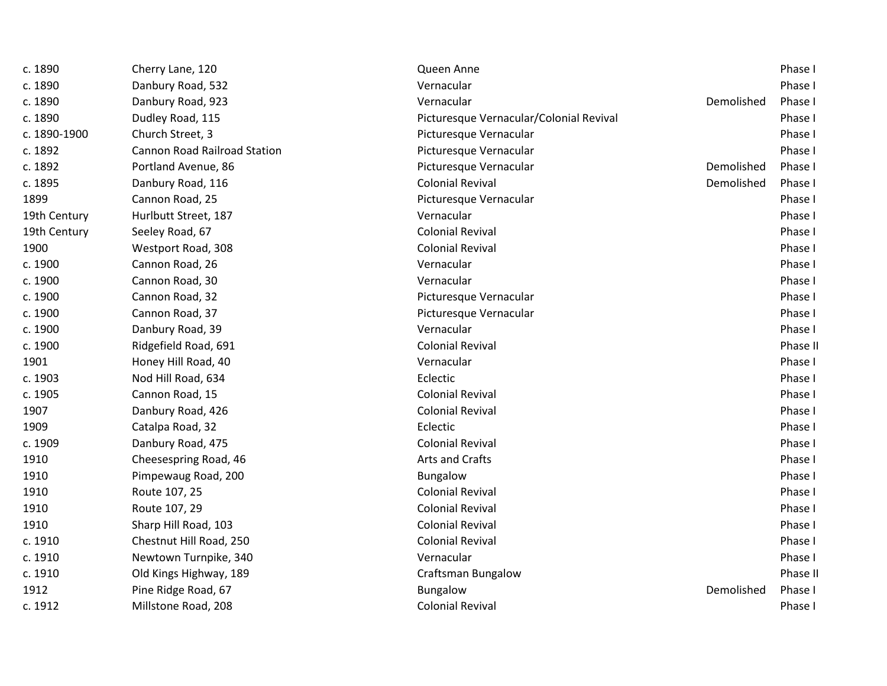| | | | | |
|---|---|---|---|---|
| c. 1890 | Cherry Lane, 120 | Queen Anne | | Phase I |
| c. 1890 | Danbury Road, 532 | Vernacular | | Phase I |
| c. 1890 | Danbury Road, 923 | Vernacular | Demolished | Phase I |
| c. 1890 | Dudley Road, 115 | Picturesque Vernacular/Colonial Revival | | Phase I |
| c. 1890-1900 | Church Street, 3 | Picturesque Vernacular | | Phase I |
| c. 1892 | Cannon Road Railroad Station | Picturesque Vernacular | | Phase I |
| c. 1892 | Portland Avenue, 86 | Picturesque Vernacular | Demolished | Phase I |
| c. 1895 | Danbury Road, 116 | Colonial Revival | Demolished | Phase I |
| 1899 | Cannon Road, 25 | Picturesque Vernacular | | Phase I |
| 19th Century | Hurlbutt Street, 187 | Vernacular | | Phase I |
| 19th Century | Seeley Road, 67 | Colonial Revival | | Phase I |
| 1900 | Westport Road, 308 | Colonial Revival | | Phase I |
| c. 1900 | Cannon Road, 26 | Vernacular | | Phase I |
| c. 1900 | Cannon Road, 30 | Vernacular | | Phase I |
| c. 1900 | Cannon Road, 32 | Picturesque Vernacular | | Phase I |
| c. 1900 | Cannon Road, 37 | Picturesque Vernacular | | Phase I |
| c. 1900 | Danbury Road, 39 | Vernacular | | Phase I |
| c. 1900 | Ridgefield Road, 691 | Colonial Revival | | Phase II |
| 1901 | Honey Hill Road, 40 | Vernacular | | Phase I |
| c. 1903 | Nod Hill Road, 634 | Eclectic | | Phase I |
| c. 1905 | Cannon Road, 15 | Colonial Revival | | Phase I |
| 1907 | Danbury Road, 426 | Colonial Revival | | Phase I |
| 1909 | Catalpa Road, 32 | Eclectic | | Phase I |
| c. 1909 | Danbury Road, 475 | Colonial Revival | | Phase I |
| 1910 | Cheesespring Road, 46 | Arts and Crafts | | Phase I |
| 1910 | Pimpewaug Road, 200 | Bungalow | | Phase I |
| 1910 | Route 107, 25 | Colonial Revival | | Phase I |
| 1910 | Route 107, 29 | Colonial Revival | | Phase I |
| 1910 | Sharp Hill Road, 103 | Colonial Revival | | Phase I |
| c. 1910 | Chestnut Hill Road, 250 | Colonial Revival | | Phase I |
| c. 1910 | Newtown Turnpike, 340 | Vernacular | | Phase I |
| c. 1910 | Old Kings Highway, 189 | Craftsman Bungalow | | Phase II |
| 1912 | Pine Ridge Road, 67 | Bungalow | Demolished | Phase I |
| c. 1912 | Millstone Road, 208 | Colonial Revival | | Phase I |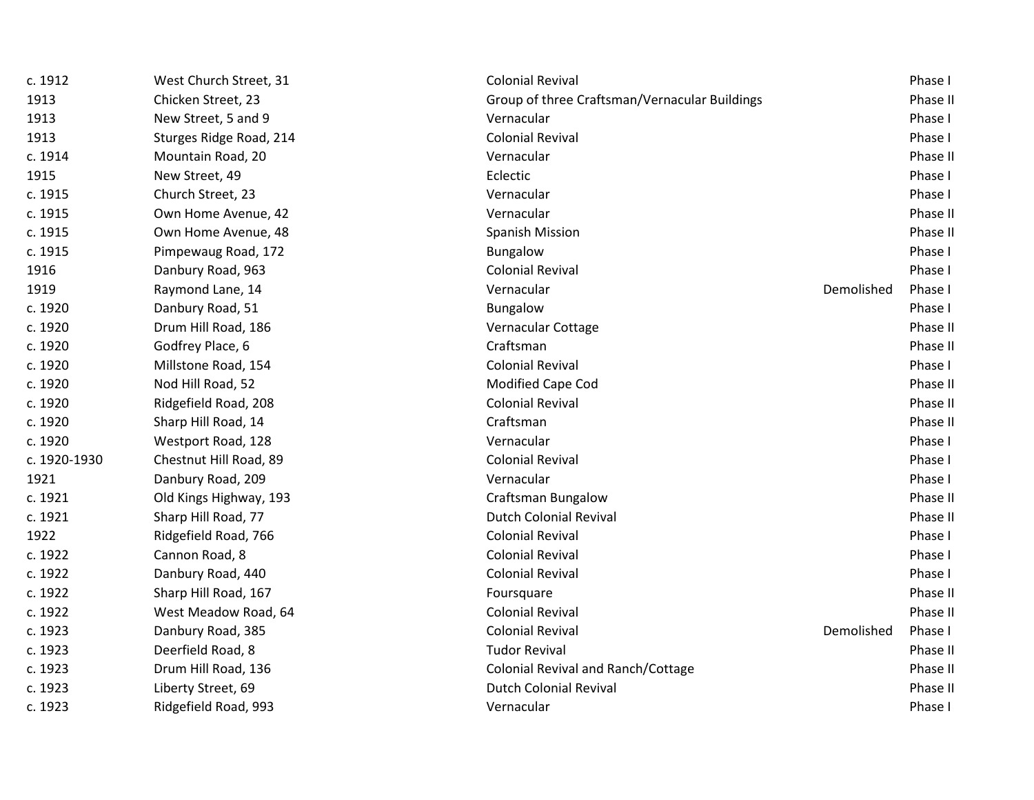| | | | | |
|---|---|---|---|---|
| c. 1912 | West Church Street, 31 | Colonial Revival | | Phase I |
| 1913 | Chicken Street, 23 | Group of three Craftsman/Vernacular Buildings | | Phase II |
| 1913 | New Street, 5 and 9 | Vernacular | | Phase I |
| 1913 | Sturges Ridge Road, 214 | Colonial Revival | | Phase I |
| c. 1914 | Mountain Road, 20 | Vernacular | | Phase II |
| 1915 | New Street, 49 | Eclectic | | Phase I |
| c. 1915 | Church Street, 23 | Vernacular | | Phase I |
| c. 1915 | Own Home Avenue, 42 | Vernacular | | Phase II |
| c. 1915 | Own Home Avenue, 48 | Spanish Mission | | Phase II |
| c. 1915 | Pimpewaug Road, 172 | Bungalow | | Phase I |
| 1916 | Danbury Road, 963 | Colonial Revival | | Phase I |
| 1919 | Raymond Lane, 14 | Vernacular | Demolished | Phase I |
| c. 1920 | Danbury Road, 51 | Bungalow | | Phase I |
| c. 1920 | Drum Hill Road, 186 | Vernacular Cottage | | Phase II |
| c. 1920 | Godfrey Place, 6 | Craftsman | | Phase II |
| c. 1920 | Millstone Road, 154 | Colonial Revival | | Phase I |
| c. 1920 | Nod Hill Road, 52 | Modified Cape Cod | | Phase II |
| c. 1920 | Ridgefield Road, 208 | Colonial Revival | | Phase II |
| c. 1920 | Sharp Hill Road, 14 | Craftsman | | Phase II |
| c. 1920 | Westport Road, 128 | Vernacular | | Phase I |
| c. 1920-1930 | Chestnut Hill Road, 89 | Colonial Revival | | Phase I |
| 1921 | Danbury Road, 209 | Vernacular | | Phase I |
| c. 1921 | Old Kings Highway, 193 | Craftsman Bungalow | | Phase II |
| c. 1921 | Sharp Hill Road, 77 | Dutch Colonial Revival | | Phase II |
| 1922 | Ridgefield Road, 766 | Colonial Revival | | Phase I |
| c. 1922 | Cannon Road, 8 | Colonial Revival | | Phase I |
| c. 1922 | Danbury Road, 440 | Colonial Revival | | Phase I |
| c. 1922 | Sharp Hill Road, 167 | Foursquare | | Phase II |
| c. 1922 | West Meadow Road, 64 | Colonial Revival | | Phase II |
| c. 1923 | Danbury Road, 385 | Colonial Revival | Demolished | Phase I |
| c. 1923 | Deerfield Road, 8 | Tudor Revival | | Phase II |
| c. 1923 | Drum Hill Road, 136 | Colonial Revival and Ranch/Cottage | | Phase II |
| c. 1923 | Liberty Street, 69 | Dutch Colonial Revival | | Phase II |
| c. 1923 | Ridgefield Road, 993 | Vernacular | | Phase I |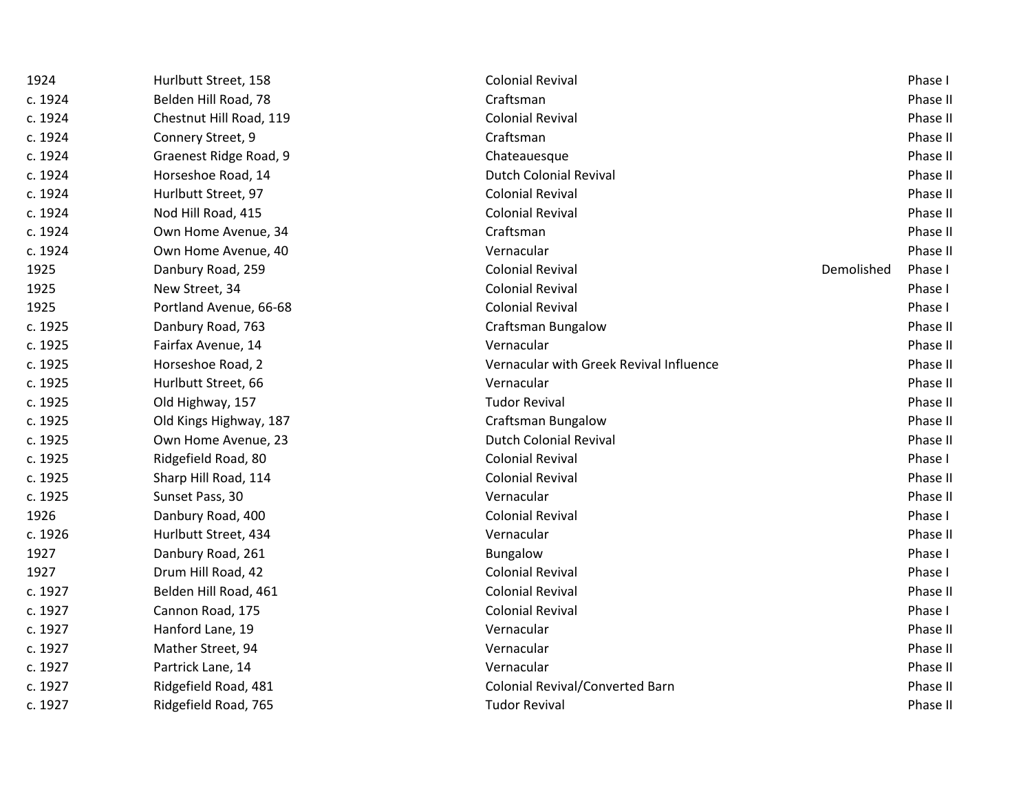| | | | | |
|---|---|---|---|---|
| 1924 | Hurlbutt Street, 158 | Colonial Revival | | Phase I |
| c. 1924 | Belden Hill Road, 78 | Craftsman | | Phase II |
| c. 1924 | Chestnut Hill Road, 119 | Colonial Revival | | Phase II |
| c. 1924 | Connery Street, 9 | Craftsman | | Phase II |
| c. 1924 | Graenest Ridge Road, 9 | Chateauesque | | Phase II |
| c. 1924 | Horseshoe Road, 14 | Dutch Colonial Revival | | Phase II |
| c. 1924 | Hurlbutt Street, 97 | Colonial Revival | | Phase II |
| c. 1924 | Nod Hill Road, 415 | Colonial Revival | | Phase II |
| c. 1924 | Own Home Avenue, 34 | Craftsman | | Phase II |
| c. 1924 | Own Home Avenue, 40 | Vernacular | | Phase II |
| 1925 | Danbury Road, 259 | Colonial Revival | Demolished | Phase I |
| 1925 | New Street, 34 | Colonial Revival | | Phase I |
| 1925 | Portland Avenue, 66-68 | Colonial Revival | | Phase I |
| c. 1925 | Danbury Road, 763 | Craftsman Bungalow | | Phase II |
| c. 1925 | Fairfax Avenue, 14 | Vernacular | | Phase II |
| c. 1925 | Horseshoe Road, 2 | Vernacular with Greek Revival Influence | | Phase II |
| c. 1925 | Hurlbutt Street, 66 | Vernacular | | Phase II |
| c. 1925 | Old Highway, 157 | Tudor Revival | | Phase II |
| c. 1925 | Old Kings Highway, 187 | Craftsman Bungalow | | Phase II |
| c. 1925 | Own Home Avenue, 23 | Dutch Colonial Revival | | Phase II |
| c. 1925 | Ridgefield Road, 80 | Colonial Revival | | Phase I |
| c. 1925 | Sharp Hill Road, 114 | Colonial Revival | | Phase II |
| c. 1925 | Sunset Pass, 30 | Vernacular | | Phase II |
| 1926 | Danbury Road, 400 | Colonial Revival | | Phase I |
| c. 1926 | Hurlbutt Street, 434 | Vernacular | | Phase II |
| 1927 | Danbury Road, 261 | Bungalow | | Phase I |
| 1927 | Drum Hill Road, 42 | Colonial Revival | | Phase I |
| c. 1927 | Belden Hill Road, 461 | Colonial Revival | | Phase II |
| c. 1927 | Cannon Road, 175 | Colonial Revival | | Phase I |
| c. 1927 | Hanford Lane, 19 | Vernacular | | Phase II |
| c. 1927 | Mather Street, 94 | Vernacular | | Phase II |
| c. 1927 | Partrick Lane, 14 | Vernacular | | Phase II |
| c. 1927 | Ridgefield Road, 481 | Colonial Revival/Converted Barn | | Phase II |
| c. 1927 | Ridgefield Road, 765 | Tudor Revival | | Phase II |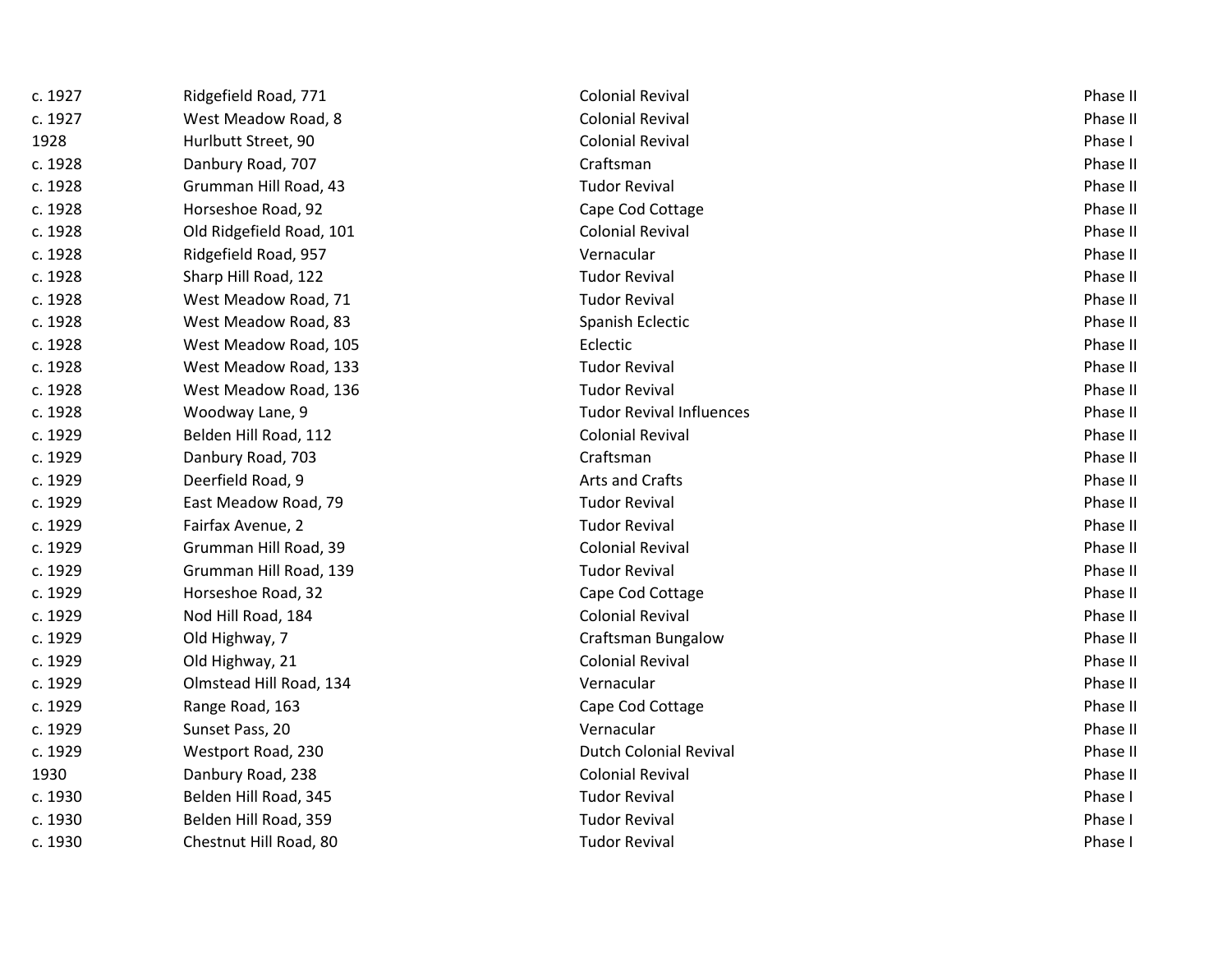| | | | |
|---|---|---|---|
| c. 1927 | Ridgefield Road, 771 | Colonial Revival | Phase II |
| c. 1927 | West Meadow Road, 8 | Colonial Revival | Phase II |
| 1928 | Hurlbutt Street, 90 | Colonial Revival | Phase I |
| c. 1928 | Danbury Road, 707 | Craftsman | Phase II |
| c. 1928 | Grumman Hill Road, 43 | Tudor Revival | Phase II |
| c. 1928 | Horseshoe Road, 92 | Cape Cod Cottage | Phase II |
| c. 1928 | Old Ridgefield Road, 101 | Colonial Revival | Phase II |
| c. 1928 | Ridgefield Road, 957 | Vernacular | Phase II |
| c. 1928 | Sharp Hill Road, 122 | Tudor Revival | Phase II |
| c. 1928 | West Meadow Road, 71 | Tudor Revival | Phase II |
| c. 1928 | West Meadow Road, 83 | Spanish Eclectic | Phase II |
| c. 1928 | West Meadow Road, 105 | Eclectic | Phase II |
| c. 1928 | West Meadow Road, 133 | Tudor Revival | Phase II |
| c. 1928 | West Meadow Road, 136 | Tudor Revival | Phase II |
| c. 1928 | Woodway Lane, 9 | Tudor Revival Influences | Phase II |
| c. 1929 | Belden Hill Road, 112 | Colonial Revival | Phase II |
| c. 1929 | Danbury Road, 703 | Craftsman | Phase II |
| c. 1929 | Deerfield Road, 9 | Arts and Crafts | Phase II |
| c. 1929 | East Meadow Road, 79 | Tudor Revival | Phase II |
| c. 1929 | Fairfax Avenue, 2 | Tudor Revival | Phase II |
| c. 1929 | Grumman Hill Road, 39 | Colonial Revival | Phase II |
| c. 1929 | Grumman Hill Road, 139 | Tudor Revival | Phase II |
| c. 1929 | Horseshoe Road, 32 | Cape Cod Cottage | Phase II |
| c. 1929 | Nod Hill Road, 184 | Colonial Revival | Phase II |
| c. 1929 | Old Highway, 7 | Craftsman Bungalow | Phase II |
| c. 1929 | Old Highway, 21 | Colonial Revival | Phase II |
| c. 1929 | Olmstead Hill Road, 134 | Vernacular | Phase II |
| c. 1929 | Range Road, 163 | Cape Cod Cottage | Phase II |
| c. 1929 | Sunset Pass, 20 | Vernacular | Phase II |
| c. 1929 | Westport Road, 230 | Dutch Colonial Revival | Phase II |
| 1930 | Danbury Road, 238 | Colonial Revival | Phase II |
| c. 1930 | Belden Hill Road, 345 | Tudor Revival | Phase I |
| c. 1930 | Belden Hill Road, 359 | Tudor Revival | Phase I |
| c. 1930 | Chestnut Hill Road, 80 | Tudor Revival | Phase I |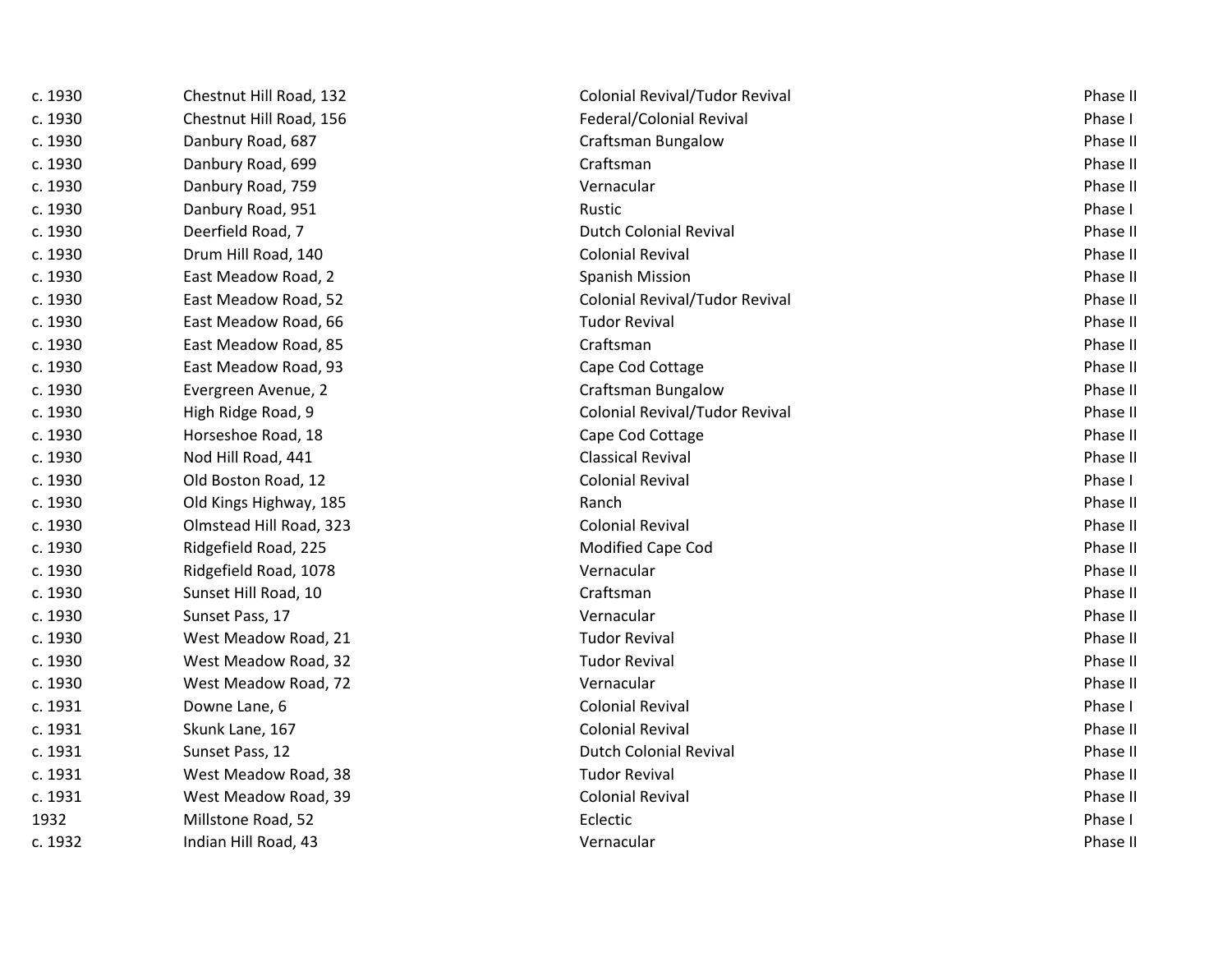| | | | |
|---|---|---|---|
| c. 1930 | Chestnut Hill Road, 132 | Colonial Revival/Tudor Revival | Phase II |
| c. 1930 | Chestnut Hill Road, 156 | Federal/Colonial Revival | Phase I |
| c. 1930 | Danbury Road, 687 | Craftsman Bungalow | Phase II |
| c. 1930 | Danbury Road, 699 | Craftsman | Phase II |
| c. 1930 | Danbury Road, 759 | Vernacular | Phase II |
| c. 1930 | Danbury Road, 951 | Rustic | Phase I |
| c. 1930 | Deerfield Road, 7 | Dutch Colonial Revival | Phase II |
| c. 1930 | Drum Hill Road, 140 | Colonial Revival | Phase II |
| c. 1930 | East Meadow Road, 2 | Spanish Mission | Phase II |
| c. 1930 | East Meadow Road, 52 | Colonial Revival/Tudor Revival | Phase II |
| c. 1930 | East Meadow Road, 66 | Tudor Revival | Phase II |
| c. 1930 | East Meadow Road, 85 | Craftsman | Phase II |
| c. 1930 | East Meadow Road, 93 | Cape Cod Cottage | Phase II |
| c. 1930 | Evergreen Avenue, 2 | Craftsman Bungalow | Phase II |
| c. 1930 | High Ridge Road, 9 | Colonial Revival/Tudor Revival | Phase II |
| c. 1930 | Horseshoe Road, 18 | Cape Cod Cottage | Phase II |
| c. 1930 | Nod Hill Road, 441 | Classical Revival | Phase II |
| c. 1930 | Old Boston Road, 12 | Colonial Revival | Phase I |
| c. 1930 | Old Kings Highway, 185 | Ranch | Phase II |
| c. 1930 | Olmstead Hill Road, 323 | Colonial Revival | Phase II |
| c. 1930 | Ridgefield Road, 225 | Modified Cape Cod | Phase II |
| c. 1930 | Ridgefield Road, 1078 | Vernacular | Phase II |
| c. 1930 | Sunset Hill Road, 10 | Craftsman | Phase II |
| c. 1930 | Sunset Pass, 17 | Vernacular | Phase II |
| c. 1930 | West Meadow Road, 21 | Tudor Revival | Phase II |
| c. 1930 | West Meadow Road, 32 | Tudor Revival | Phase II |
| c. 1930 | West Meadow Road, 72 | Vernacular | Phase II |
| c. 1931 | Downe Lane, 6 | Colonial Revival | Phase I |
| c. 1931 | Skunk Lane, 167 | Colonial Revival | Phase II |
| c. 1931 | Sunset Pass, 12 | Dutch Colonial Revival | Phase II |
| c. 1931 | West Meadow Road, 38 | Tudor Revival | Phase II |
| c. 1931 | West Meadow Road, 39 | Colonial Revival | Phase II |
| 1932 | Millstone Road, 52 | Eclectic | Phase I |
| c. 1932 | Indian Hill Road, 43 | Vernacular | Phase II |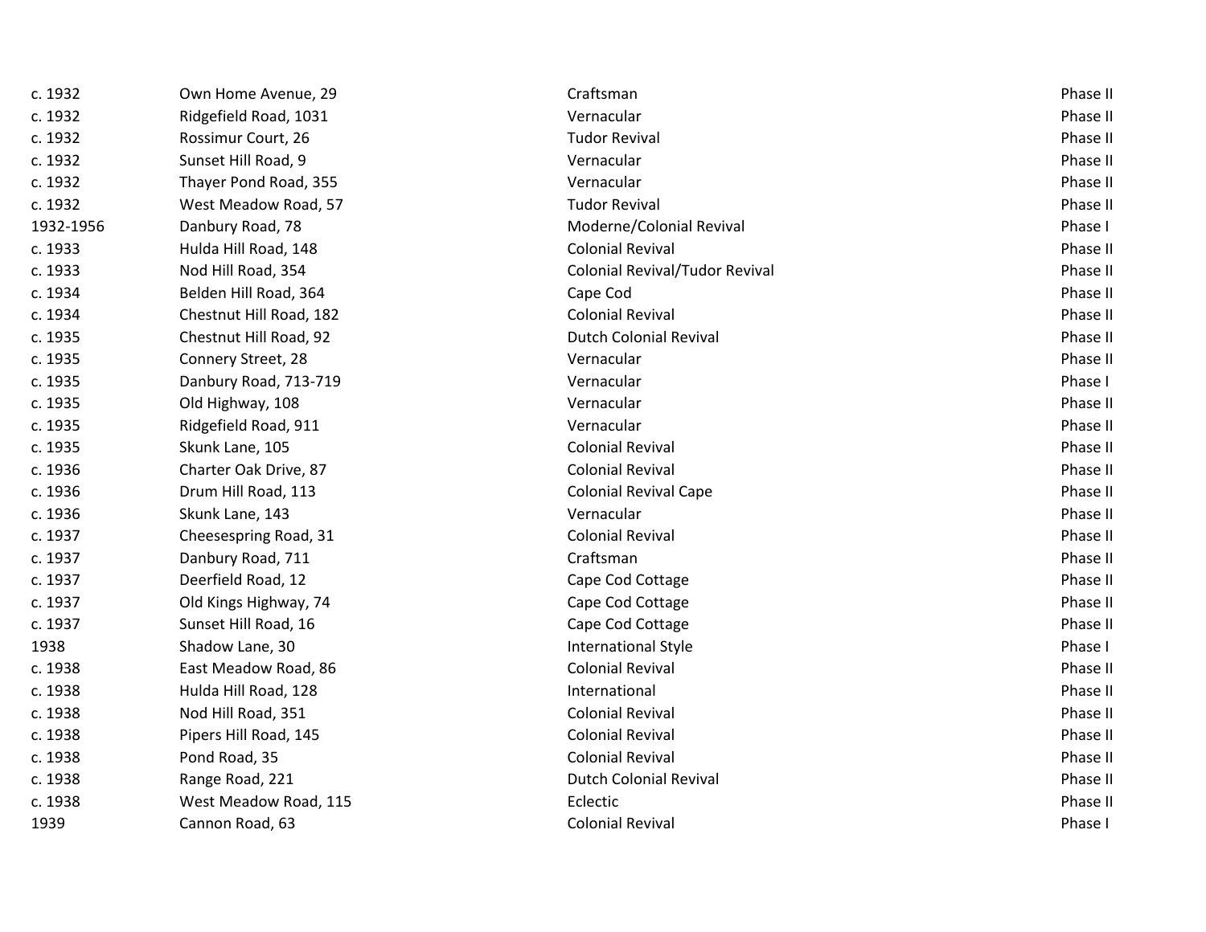| | | | |
|---|---|---|---|
| c. 1932 | Own Home Avenue, 29 | Craftsman | Phase II |
| c. 1932 | Ridgefield Road, 1031 | Vernacular | Phase II |
| c. 1932 | Rossimur Court, 26 | Tudor Revival | Phase II |
| c. 1932 | Sunset Hill Road, 9 | Vernacular | Phase II |
| c. 1932 | Thayer Pond Road, 355 | Vernacular | Phase II |
| c. 1932 | West Meadow Road, 57 | Tudor Revival | Phase II |
| 1932-1956 | Danbury Road, 78 | Moderne/Colonial Revival | Phase I |
| c. 1933 | Hulda Hill Road, 148 | Colonial Revival | Phase II |
| c. 1933 | Nod Hill Road, 354 | Colonial Revival/Tudor Revival | Phase II |
| c. 1934 | Belden Hill Road, 364 | Cape Cod | Phase II |
| c. 1934 | Chestnut Hill Road, 182 | Colonial Revival | Phase II |
| c. 1935 | Chestnut Hill Road, 92 | Dutch Colonial Revival | Phase II |
| c. 1935 | Connery Street, 28 | Vernacular | Phase II |
| c. 1935 | Danbury Road, 713-719 | Vernacular | Phase I |
| c. 1935 | Old Highway, 108 | Vernacular | Phase II |
| c. 1935 | Ridgefield Road, 911 | Vernacular | Phase II |
| c. 1935 | Skunk Lane, 105 | Colonial Revival | Phase II |
| c. 1936 | Charter Oak Drive, 87 | Colonial Revival | Phase II |
| c. 1936 | Drum Hill Road, 113 | Colonial Revival Cape | Phase II |
| c. 1936 | Skunk Lane, 143 | Vernacular | Phase II |
| c. 1937 | Cheesespring Road, 31 | Colonial Revival | Phase II |
| c. 1937 | Danbury Road, 711 | Craftsman | Phase II |
| c. 1937 | Deerfield Road, 12 | Cape Cod Cottage | Phase II |
| c. 1937 | Old Kings Highway, 74 | Cape Cod Cottage | Phase II |
| c. 1937 | Sunset Hill Road, 16 | Cape Cod Cottage | Phase II |
| 1938 | Shadow Lane, 30 | International Style | Phase I |
| c. 1938 | East Meadow Road, 86 | Colonial Revival | Phase II |
| c. 1938 | Hulda Hill Road, 128 | International | Phase II |
| c. 1938 | Nod Hill Road, 351 | Colonial Revival | Phase II |
| c. 1938 | Pipers Hill Road, 145 | Colonial Revival | Phase II |
| c. 1938 | Pond Road, 35 | Colonial Revival | Phase II |
| c. 1938 | Range Road, 221 | Dutch Colonial Revival | Phase II |
| c. 1938 | West Meadow Road, 115 | Eclectic | Phase II |
| 1939 | Cannon Road, 63 | Colonial Revival | Phase I |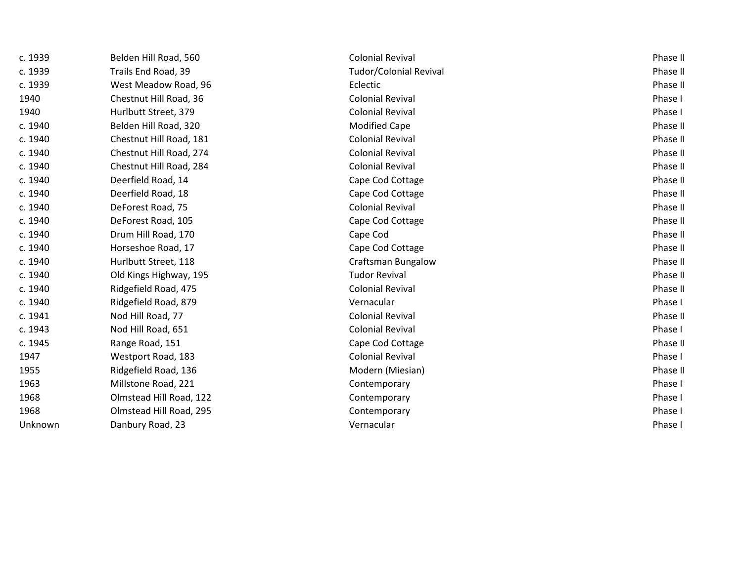| | | | |
|---|---|---|---|
| c. 1939 | Belden Hill Road, 560 | Colonial Revival | Phase II |
| c. 1939 | Trails End Road, 39 | Tudor/Colonial Revival | Phase II |
| c. 1939 | West Meadow Road, 96 | Eclectic | Phase II |
| 1940 | Chestnut Hill Road, 36 | Colonial Revival | Phase I |
| 1940 | Hurlbutt Street, 379 | Colonial Revival | Phase I |
| c. 1940 | Belden Hill Road, 320 | Modified Cape | Phase II |
| c. 1940 | Chestnut Hill Road, 181 | Colonial Revival | Phase II |
| c. 1940 | Chestnut Hill Road, 274 | Colonial Revival | Phase II |
| c. 1940 | Chestnut Hill Road, 284 | Colonial Revival | Phase II |
| c. 1940 | Deerfield Road, 14 | Cape Cod Cottage | Phase II |
| c. 1940 | Deerfield Road, 18 | Cape Cod Cottage | Phase II |
| c. 1940 | DeForest Road, 75 | Colonial Revival | Phase II |
| c. 1940 | DeForest Road, 105 | Cape Cod Cottage | Phase II |
| c. 1940 | Drum Hill Road, 170 | Cape Cod | Phase II |
| c. 1940 | Horseshoe Road, 17 | Cape Cod Cottage | Phase II |
| c. 1940 | Hurlbutt Street, 118 | Craftsman Bungalow | Phase II |
| c. 1940 | Old Kings Highway, 195 | Tudor Revival | Phase II |
| c. 1940 | Ridgefield Road, 475 | Colonial Revival | Phase II |
| c. 1940 | Ridgefield Road, 879 | Vernacular | Phase I |
| c. 1941 | Nod Hill Road, 77 | Colonial Revival | Phase II |
| c. 1943 | Nod Hill Road, 651 | Colonial Revival | Phase I |
| c. 1945 | Range Road, 151 | Cape Cod Cottage | Phase II |
| 1947 | Westport Road, 183 | Colonial Revival | Phase I |
| 1955 | Ridgefield Road, 136 | Modern (Miesian) | Phase II |
| 1963 | Millstone Road, 221 | Contemporary | Phase I |
| 1968 | Olmstead Hill Road, 122 | Contemporary | Phase I |
| 1968 | Olmstead Hill Road, 295 | Contemporary | Phase I |
| Unknown | Danbury Road, 23 | Vernacular | Phase I |